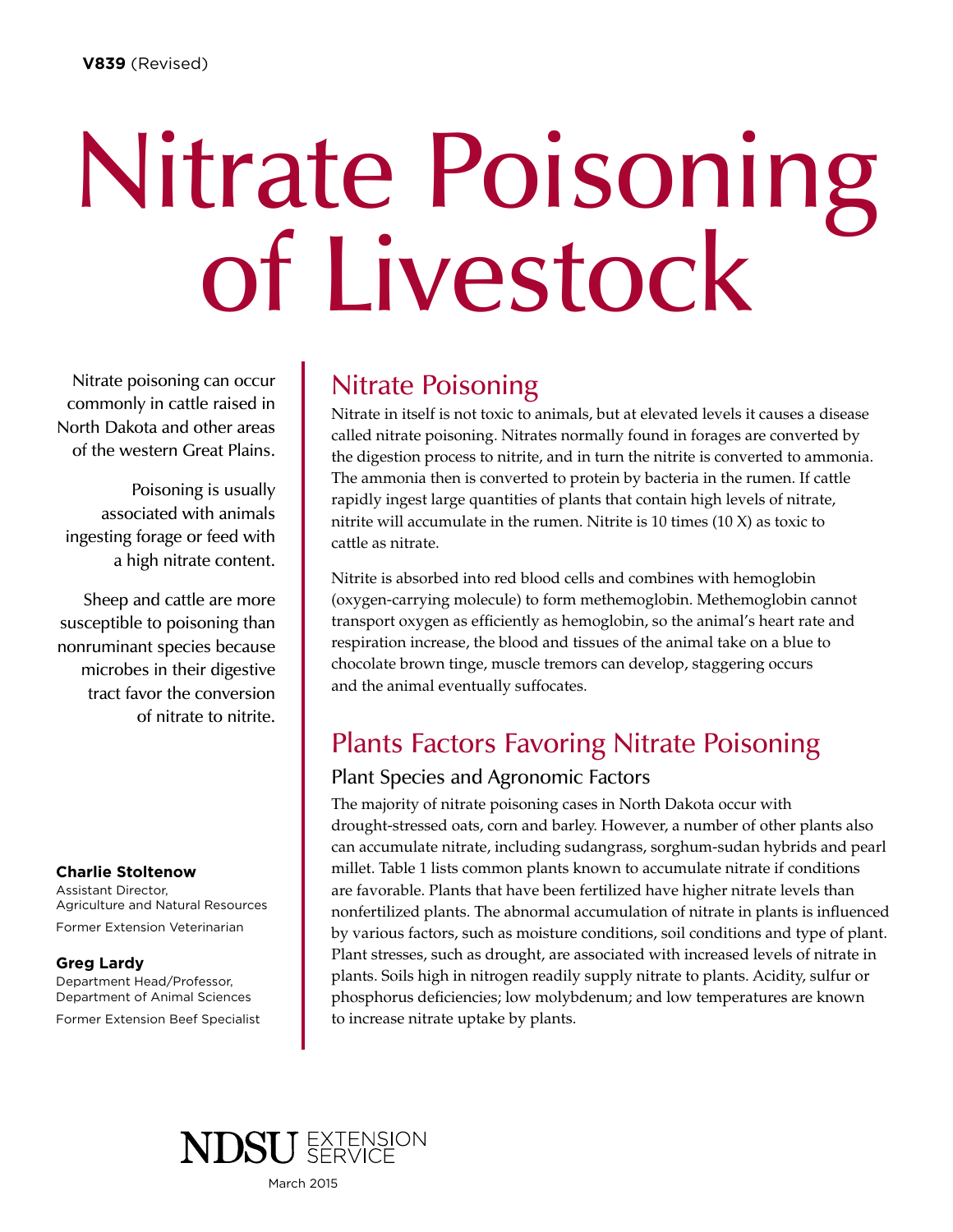V839 (Revised)

# Nitrate Poisoning of Livestock

Nitrate poisoning can occur commonly in cattle raised in North Dakota and other areas of the western Great Plains.

Poisoning is usually associated with animals ingesting forage or feed with a high nitrate content.

Sheep and cattle are more susceptible to poisoning than nonruminant species because microbes in their digestive tract favor the conversion of nitrate to nitrite.

**Charlie Stoltenow**
Assistant Director,
Agriculture and Natural Resources
Former Extension Veterinarian

**Greg Lardy**
Department Head/Professor,
Department of Animal Sciences
Former Extension Beef Specialist

## Nitrate Poisoning

Nitrate in itself is not toxic to animals, but at elevated levels it causes a disease called nitrate poisoning. Nitrates normally found in forages are converted by the digestion process to nitrite, and in turn the nitrite is converted to ammonia. The ammonia then is converted to protein by bacteria in the rumen. If cattle rapidly ingest large quantities of plants that contain high levels of nitrate, nitrite will accumulate in the rumen. Nitrite is 10 times (10 X) as toxic to cattle as nitrate.

Nitrite is absorbed into red blood cells and combines with hemoglobin (oxygen-carrying molecule) to form methemoglobin. Methemoglobin cannot transport oxygen as efficiently as hemoglobin, so the animal's heart rate and respiration increase, the blood and tissues of the animal take on a blue to chocolate brown tinge, muscle tremors can develop, staggering occurs and the animal eventually suffocates.

## Plants Factors Favoring Nitrate Poisoning

### Plant Species and Agronomic Factors

The majority of nitrate poisoning cases in North Dakota occur with drought-stressed oats, corn and barley. However, a number of other plants also can accumulate nitrate, including sudangrass, sorghum-sudan hybrids and pearl millet. Table 1 lists common plants known to accumulate nitrate if conditions are favorable. Plants that have been fertilized have higher nitrate levels than nonfertilized plants. The abnormal accumulation of nitrate in plants is influenced by various factors, such as moisture conditions, soil conditions and type of plant. Plant stresses, such as drought, are associated with increased levels of nitrate in plants. Soils high in nitrogen readily supply nitrate to plants. Acidity, sulfur or phosphorus deficiencies; low molybdenum; and low temperatures are known to increase nitrate uptake by plants.

NDSU EXTENSION SERVICE

March 2015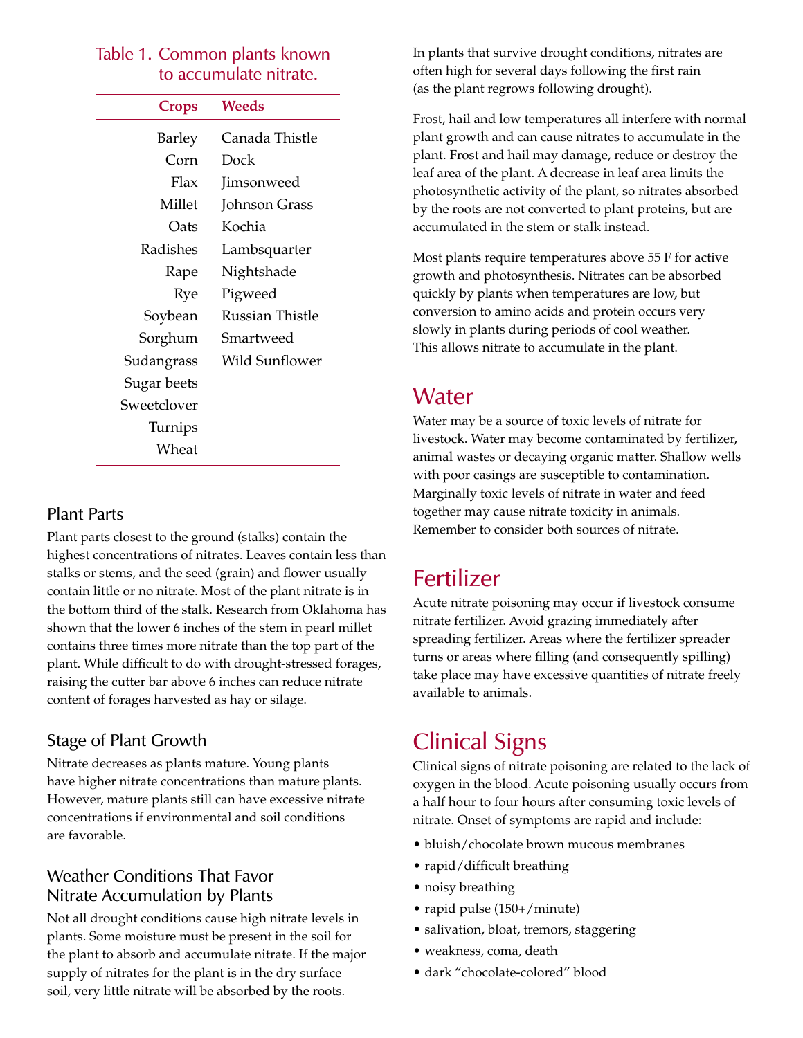Table 1. Common plants known to accumulate nitrate.

| Crops | Weeds |
|---|---|
| Barley | Canada Thistle |
| Corn | Dock |
| Flax | Jimsonweed |
| Millet | Johnson Grass |
| Oats | Kochia |
| Radishes | Lambsquarter |
| Rape | Nightshade |
| Rye | Pigweed |
| Soybean | Russian Thistle |
| Sorghum | Smartweed |
| Sudangrass | Wild Sunflower |
| Sugar beets | |
| Sweetclover | |
| Turnips | |
| Wheat | |

### Plant Parts

Plant parts closest to the ground (stalks) contain the highest concentrations of nitrates. Leaves contain less than stalks or stems, and the seed (grain) and flower usually contain little or no nitrate. Most of the plant nitrate is in the bottom third of the stalk. Research from Oklahoma has shown that the lower 6 inches of the stem in pearl millet contains three times more nitrate than the top part of the plant. While difficult to do with drought-stressed forages, raising the cutter bar above 6 inches can reduce nitrate content of forages harvested as hay or silage.

### Stage of Plant Growth

Nitrate decreases as plants mature. Young plants have higher nitrate concentrations than mature plants. However, mature plants still can have excessive nitrate concentrations if environmental and soil conditions are favorable.

### Weather Conditions That Favor Nitrate Accumulation by Plants

Not all drought conditions cause high nitrate levels in plants. Some moisture must be present in the soil for the plant to absorb and accumulate nitrate. If the major supply of nitrates for the plant is in the dry surface soil, very little nitrate will be absorbed by the roots.

In plants that survive drought conditions, nitrates are often high for several days following the first rain (as the plant regrows following drought).

Frost, hail and low temperatures all interfere with normal plant growth and can cause nitrates to accumulate in the plant. Frost and hail may damage, reduce or destroy the leaf area of the plant. A decrease in leaf area limits the photosynthetic activity of the plant, so nitrates absorbed by the roots are not converted to plant proteins, but are accumulated in the stem or stalk instead.

Most plants require temperatures above 55 F for active growth and photosynthesis. Nitrates can be absorbed quickly by plants when temperatures are low, but conversion to amino acids and protein occurs very slowly in plants during periods of cool weather. This allows nitrate to accumulate in the plant.

## Water

Water may be a source of toxic levels of nitrate for livestock. Water may become contaminated by fertilizer, animal wastes or decaying organic matter. Shallow wells with poor casings are susceptible to contamination. Marginally toxic levels of nitrate in water and feed together may cause nitrate toxicity in animals. Remember to consider both sources of nitrate.

## Fertilizer

Acute nitrate poisoning may occur if livestock consume nitrate fertilizer. Avoid grazing immediately after spreading fertilizer. Areas where the fertilizer spreader turns or areas where filling (and consequently spilling) take place may have excessive quantities of nitrate freely available to animals.

## Clinical Signs

Clinical signs of nitrate poisoning are related to the lack of oxygen in the blood. Acute poisoning usually occurs from a half hour to four hours after consuming toxic levels of nitrate. Onset of symptoms are rapid and include:

- bluish/chocolate brown mucous membranes
- rapid/difficult breathing
- noisy breathing
- rapid pulse (150+/minute)
- salivation, bloat, tremors, staggering
- weakness, coma, death
- dark "chocolate-colored" blood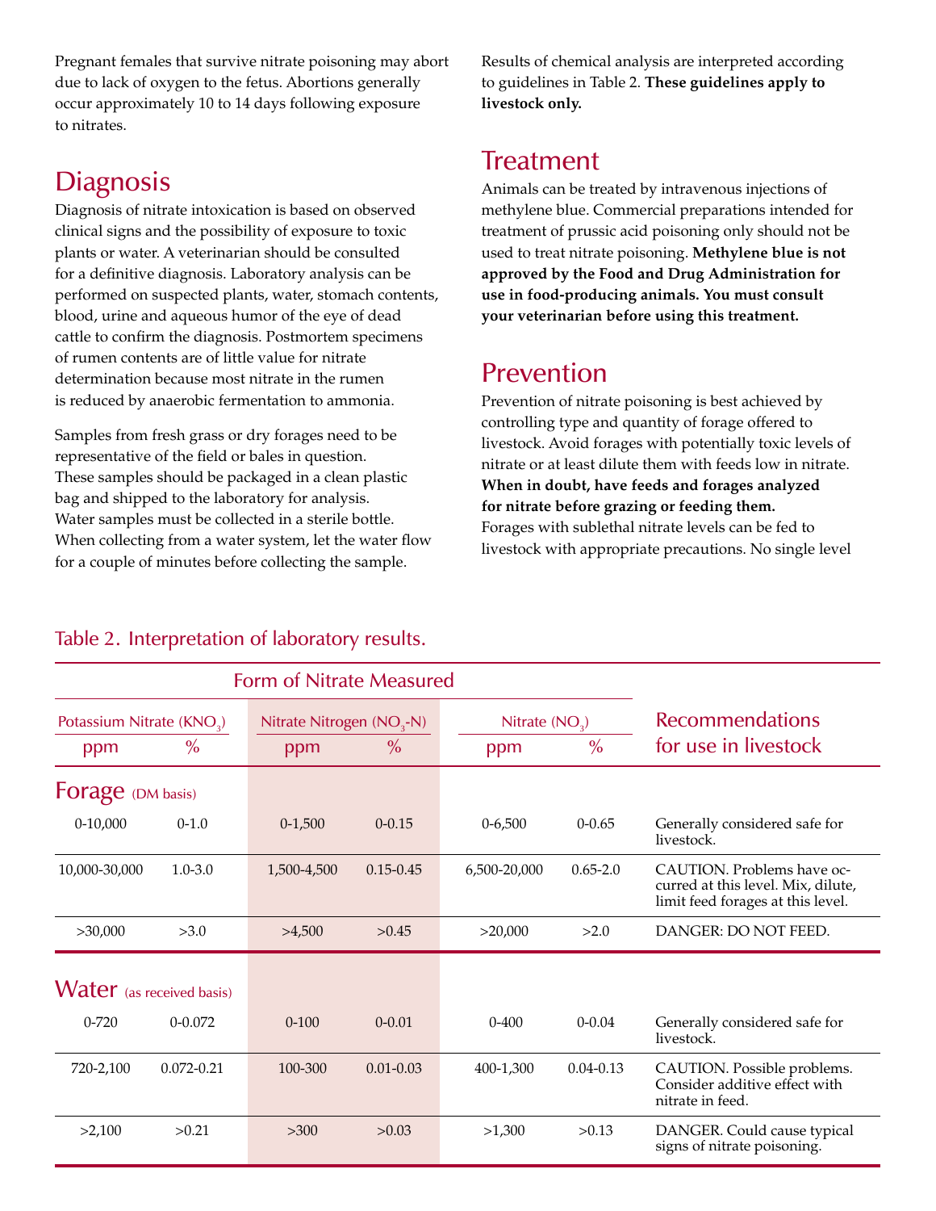Pregnant females that survive nitrate poisoning may abort due to lack of oxygen to the fetus. Abortions generally occur approximately 10 to 14 days following exposure to nitrates.

## Diagnosis

Diagnosis of nitrate intoxication is based on observed clinical signs and the possibility of exposure to toxic plants or water. A veterinarian should be consulted for a definitive diagnosis. Laboratory analysis can be performed on suspected plants, water, stomach contents, blood, urine and aqueous humor of the eye of dead cattle to confirm the diagnosis. Postmortem specimens of rumen contents are of little value for nitrate determination because most nitrate in the rumen is reduced by anaerobic fermentation to ammonia.

Samples from fresh grass or dry forages need to be representative of the field or bales in question. These samples should be packaged in a clean plastic bag and shipped to the laboratory for analysis. Water samples must be collected in a sterile bottle. When collecting from a water system, let the water flow for a couple of minutes before collecting the sample.

Results of chemical analysis are interpreted according to guidelines in Table 2. **These guidelines apply to livestock only.**

## Treatment

Animals can be treated by intravenous injections of methylene blue. Commercial preparations intended for treatment of prussic acid poisoning only should not be used to treat nitrate poisoning. **Methylene blue is not approved by the Food and Drug Administration for use in food-producing animals. You must consult your veterinarian before using this treatment.**

## Prevention

Prevention of nitrate poisoning is best achieved by controlling type and quantity of forage offered to livestock. Avoid forages with potentially toxic levels of nitrate or at least dilute them with feeds low in nitrate. **When in doubt, have feeds and forages analyzed for nitrate before grazing or feeding them.** Forages with sublethal nitrate levels can be fed to livestock with appropriate precautions. No single level

Table 2. Interpretation of laboratory results.

| Form of Nitrate Measured | | | | | | |
|---|---|---|---|---|---|---|
| Potassium Nitrate ($KNO_3$) | | Nitrate Nitrogen ($NO_3$-N) | | Nitrate ($NO_3$) | | Recommendations for use in livestock |
| ppm | % | ppm | % | ppm | % | |
| **Forage** (DM basis) | | | | | | |
| 0-10,000 | 0-1.0 | 0-1,500 | 0-0.15 | 0-6,500 | 0-0.65 | Generally considered safe for livestock. |
| 10,000-30,000 | 1.0-3.0 | 1,500-4,500 | 0.15-0.45 | 6,500-20,000 | 0.65-2.0 | CAUTION. Problems have occurred at this level. Mix, dilute, limit feed forages at this level. |
| >30,000 | >3.0 | >4,500 | >0.45 | >20,000 | >2.0 | DANGER: DO NOT FEED. |
| **Water** (as received basis) | | | | | | |
| 0-720 | 0-0.072 | 0-100 | 0-0.01 | 0-400 | 0-0.04 | Generally considered safe for livestock. |
| 720-2,100 | 0.072-0.21 | 100-300 | 0.01-0.03 | 400-1,300 | 0.04-0.13 | CAUTION. Possible problems. Consider additive effect with nitrate in feed. |
| >2,100 | >0.21 | >300 | >0.03 | >1,300 | >0.13 | DANGER. Could cause typical signs of nitrate poisoning. |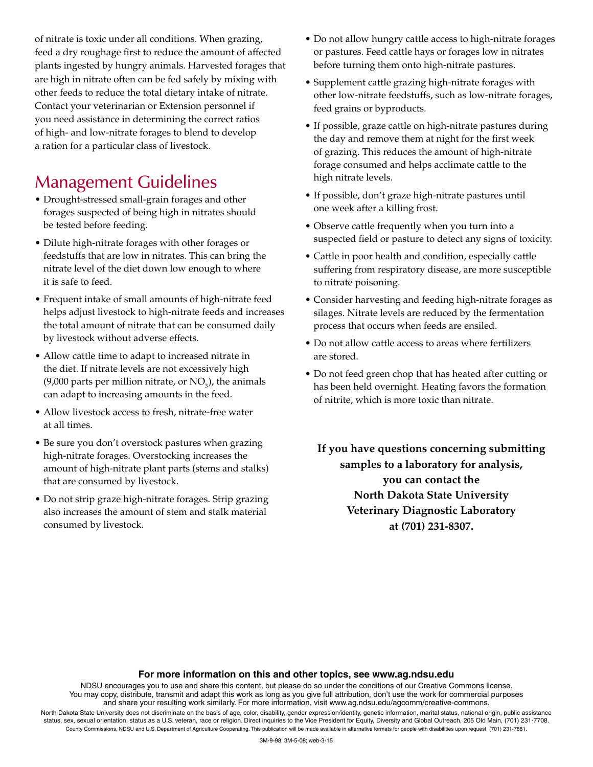of nitrate is toxic under all conditions. When grazing, feed a dry roughage first to reduce the amount of affected plants ingested by hungry animals. Harvested forages that are high in nitrate often can be fed safely by mixing with other feeds to reduce the total dietary intake of nitrate. Contact your veterinarian or Extension personnel if you need assistance in determining the correct ratios of high- and low-nitrate forages to blend to develop a ration for a particular class of livestock.

## Management Guidelines

- Drought-stressed small-grain forages and other forages suspected of being high in nitrates should be tested before feeding.
- Dilute high-nitrate forages with other forages or feedstuffs that are low in nitrates. This can bring the nitrate level of the diet down low enough to where it is safe to feed.
- Frequent intake of small amounts of high-nitrate feed helps adjust livestock to high-nitrate feeds and increases the total amount of nitrate that can be consumed daily by livestock without adverse effects.
- Allow cattle time to adapt to increased nitrate in the diet. If nitrate levels are not excessively high (9,000 parts per million nitrate, or $NO_3$), the animals can adapt to increasing amounts in the feed.
- Allow livestock access to fresh, nitrate-free water at all times.
- Be sure you don't overstock pastures when grazing high-nitrate forages. Overstocking increases the amount of high-nitrate plant parts (stems and stalks) that are consumed by livestock.
- Do not strip graze high-nitrate forages. Strip grazing also increases the amount of stem and stalk material consumed by livestock.
- Do not allow hungry cattle access to high-nitrate forages or pastures. Feed cattle hays or forages low in nitrates before turning them onto high-nitrate pastures.
- Supplement cattle grazing high-nitrate forages with other low-nitrate feedstuffs, such as low-nitrate forages, feed grains or byproducts.
- If possible, graze cattle on high-nitrate pastures during the day and remove them at night for the first week of grazing. This reduces the amount of high-nitrate forage consumed and helps acclimate cattle to the high nitrate levels.
- If possible, don't graze high-nitrate pastures until one week after a killing frost.
- Observe cattle frequently when you turn into a suspected field or pasture to detect any signs of toxicity.
- Cattle in poor health and condition, especially cattle suffering from respiratory disease, are more susceptible to nitrate poisoning.
- Consider harvesting and feeding high-nitrate forages as silages. Nitrate levels are reduced by the fermentation process that occurs when feeds are ensiled.
- Do not allow cattle access to areas where fertilizers are stored.
- Do not feed green chop that has heated after cutting or has been held overnight. Heating favors the formation of nitrite, which is more toxic than nitrate.

**If you have questions concerning submitting samples to a laboratory for analysis, you can contact the North Dakota State University Veterinary Diagnostic Laboratory at (701) 231-8307.**

**For more information on this and other topics, see www.ag.ndsu.edu**

NDSU encourages you to use and share this content, but please do so under the conditions of our Creative Commons license. You may copy, distribute, transmit and adapt this work as long as you give full attribution, don't use the work for commercial purposes and share your resulting work similarly. For more information, visit www.ag.ndsu.edu/agcomm/creative-commons.

North Dakota State University does not discriminate on the basis of age, color, disability, gender expression/identity, genetic information, marital status, national origin, public assistance status, sex, sexual orientation, status as a U.S. veteran, race or religion. Direct inquiries to the Vice President for Equity, Diversity and Global Outreach, 205 Old Main, (701) 231-7708. County Commissions, NDSU and U.S. Department of Agriculture Cooperating. This publication will be made available in alternative formats for people with disabilities upon request, (701) 231-7881.

3M-9-98; 3M-5-08; web-3-15